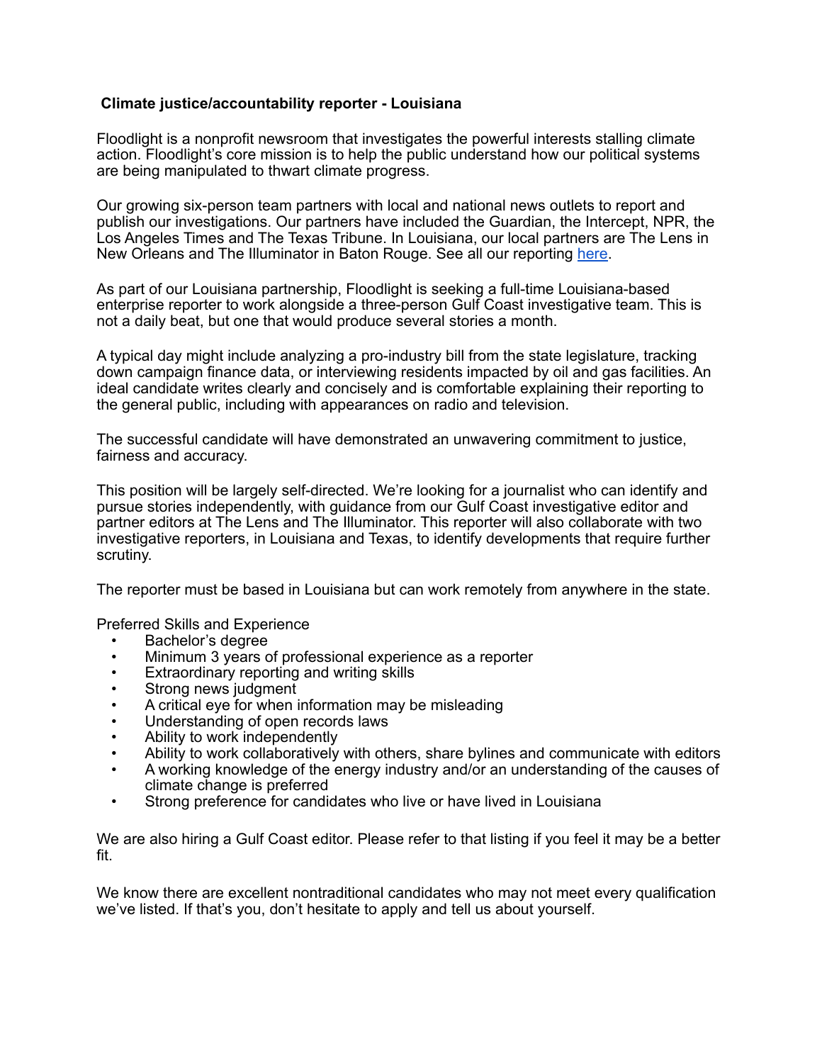**Climate justice/accountability reporter - Louisiana**

Floodlight is a nonprofit newsroom that investigates the powerful interests stalling climate action. Floodlight's core mission is to help the public understand how our political systems are being manipulated to thwart climate progress.

Our growing six-person team partners with local and national news outlets to report and publish our investigations. Our partners have included the Guardian, the Intercept, NPR, the Los Angeles Times and The Texas Tribune. In Louisiana, our local partners are The Lens in New Orleans and The Illuminator in Baton Rouge. See all our reporting here.

As part of our Louisiana partnership, Floodlight is seeking a full-time Louisiana-based enterprise reporter to work alongside a three-person Gulf Coast investigative team. This is not a daily beat, but one that would produce several stories a month.

A typical day might include analyzing a pro-industry bill from the state legislature, tracking down campaign finance data, or interviewing residents impacted by oil and gas facilities. An ideal candidate writes clearly and concisely and is comfortable explaining their reporting to the general public, including with appearances on radio and television.

The successful candidate will have demonstrated an unwavering commitment to justice, fairness and accuracy.

This position will be largely self-directed. We're looking for a journalist who can identify and pursue stories independently, with guidance from our Gulf Coast investigative editor and partner editors at The Lens and The Illuminator. This reporter will also collaborate with two investigative reporters, in Louisiana and Texas, to identify developments that require further scrutiny.

The reporter must be based in Louisiana but can work remotely from anywhere in the state.

Preferred Skills and Experience

- Bachelor's degree
- Minimum 3 years of professional experience as a reporter
- Extraordinary reporting and writing skills
- Strong news judgment
- A critical eye for when information may be misleading
- Understanding of open records laws
- Ability to work independently
- Ability to work collaboratively with others, share bylines and communicate with editors
- A working knowledge of the energy industry and/or an understanding of the causes of climate change is preferred
- Strong preference for candidates who live or have lived in Louisiana

We are also hiring a Gulf Coast editor. Please refer to that listing if you feel it may be a better fit.

We know there are excellent nontraditional candidates who may not meet every qualification we've listed. If that's you, don't hesitate to apply and tell us about yourself.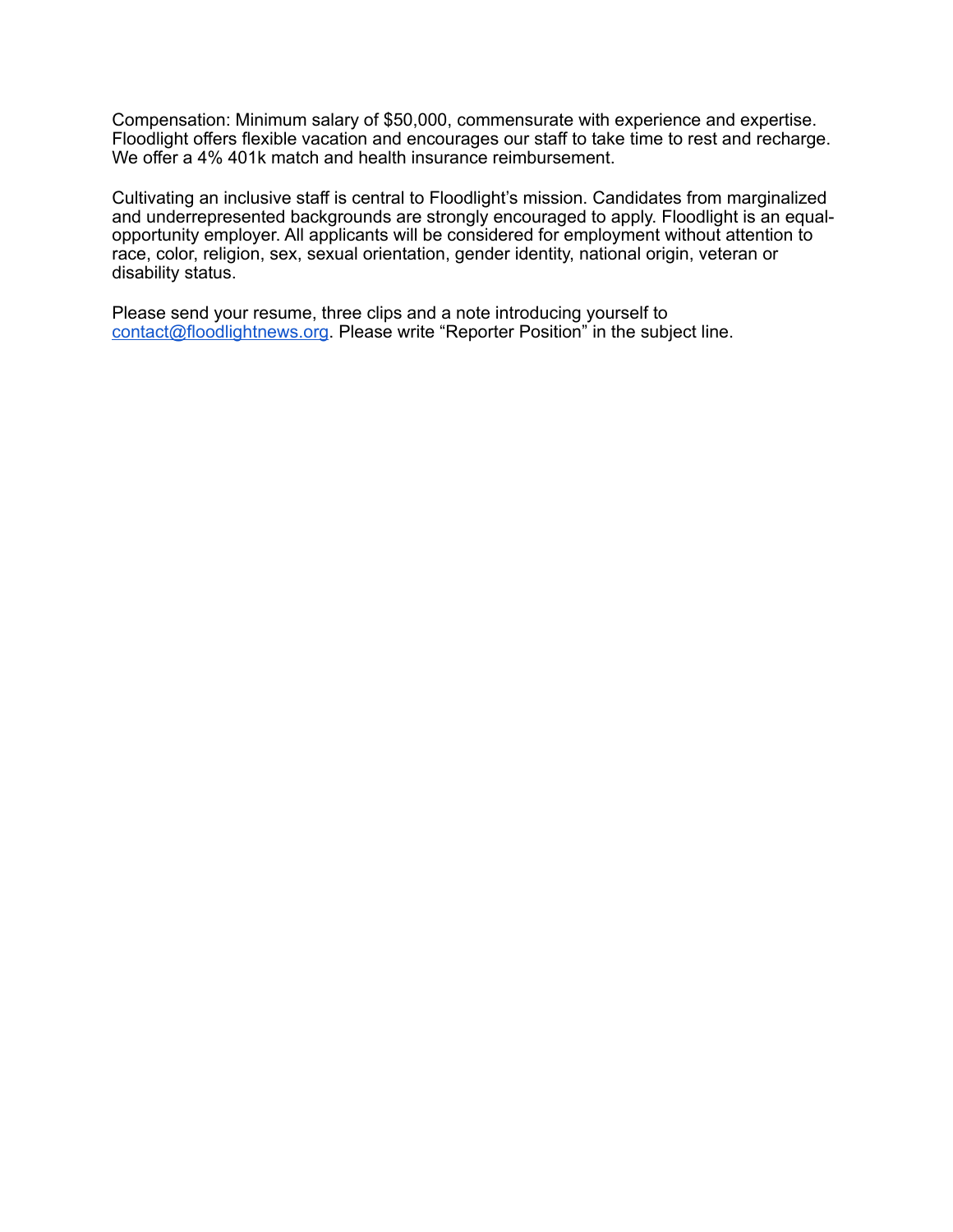Compensation: Minimum salary of $50,000, commensurate with experience and expertise. Floodlight offers flexible vacation and encourages our staff to take time to rest and recharge. We offer a 4% 401k match and health insurance reimbursement.

Cultivating an inclusive staff is central to Floodlight's mission. Candidates from marginalized and underrepresented backgrounds are strongly encouraged to apply. Floodlight is an equal-opportunity employer. All applicants will be considered for employment without attention to race, color, religion, sex, sexual orientation, gender identity, national origin, veteran or disability status.

Please send your resume, three clips and a note introducing yourself to [contact@floodlightnews.org](mailto:contact@floodlightnews.org). Please write "Reporter Position" in the subject line.